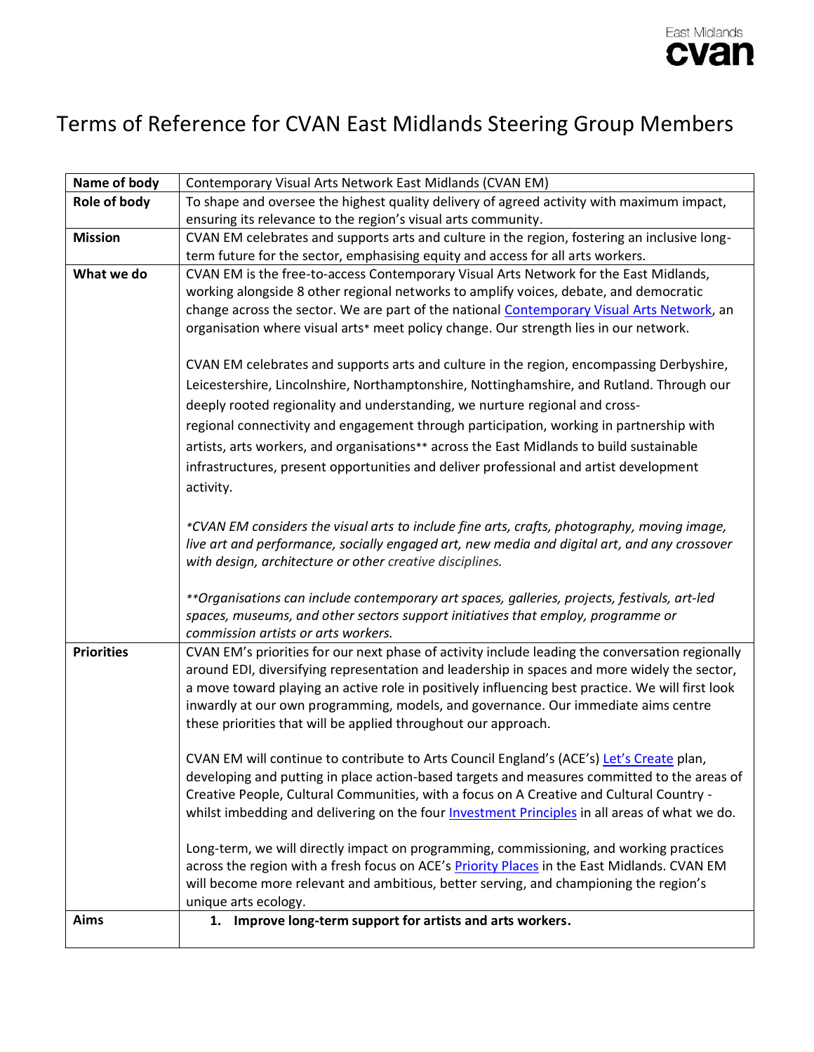# Terms of Reference for CVAN East Midlands Steering Group Members

| Name of body | Contemporary Visual Arts Network East Midlands (CVAN EM) |
|---|---|
| **Role of body** | To shape and oversee the highest quality delivery of agreed activity with maximum impact, ensuring its relevance to the region's visual arts community. |
| **Mission** | CVAN EM celebrates and supports arts and culture in the region, fostering an inclusive long-term future for the sector, emphasising equity and access for all arts workers. |
| **What we do** | CVAN EM is the free-to-access Contemporary Visual Arts Network for the East Midlands, working alongside 8 other regional networks to amplify voices, debate, and democratic change across the sector. We are part of the national Contemporary Visual Arts Network, an organisation where visual arts* meet policy change. Our strength lies in our network.<br><br>CVAN EM celebrates and supports arts and culture in the region, encompassing Derbyshire, Leicestershire, Lincolnshire, Northamptonshire, Nottinghamshire, and Rutland. Through our deeply rooted regionality and understanding, we nurture regional and cross-regional connectivity and engagement through participation, working in partnership with artists, arts workers, and organisations** across the East Midlands to build sustainable infrastructures, present opportunities and deliver professional and artist development activity.<br><br>*\*CVAN EM considers the visual arts to include fine arts, crafts, photography, moving image, live art and performance, socially engaged art, new media and digital art, and any crossover with design, architecture or other creative disciplines.*<br><br>*\*\*Organisations can include contemporary art spaces, galleries, projects, festivals, art-led spaces, museums, and other sectors support initiatives that employ, programme or commission artists or arts workers.* |
| **Priorities** | CVAN EM's priorities for our next phase of activity include leading the conversation regionally around EDI, diversifying representation and leadership in spaces and more widely the sector, a move toward playing an active role in positively influencing best practice. We will first look inwardly at our own programming, models, and governance. Our immediate aims centre these priorities that will be applied throughout our approach.<br><br>CVAN EM will continue to contribute to Arts Council England's (ACE's) Let's Create plan, developing and putting in place action-based targets and measures committed to the areas of Creative People, Cultural Communities, with a focus on A Creative and Cultural Country - whilst imbedding and delivering on the four Investment Principles in all areas of what we do.<br><br>Long-term, we will directly impact on programming, commissioning, and working practices across the region with a fresh focus on ACE's Priority Places in the East Midlands. CVAN EM will become more relevant and ambitious, better serving, and championing the region's unique arts ecology. |
| **Aims** | **1. Improve long-term support for artists and arts workers.** |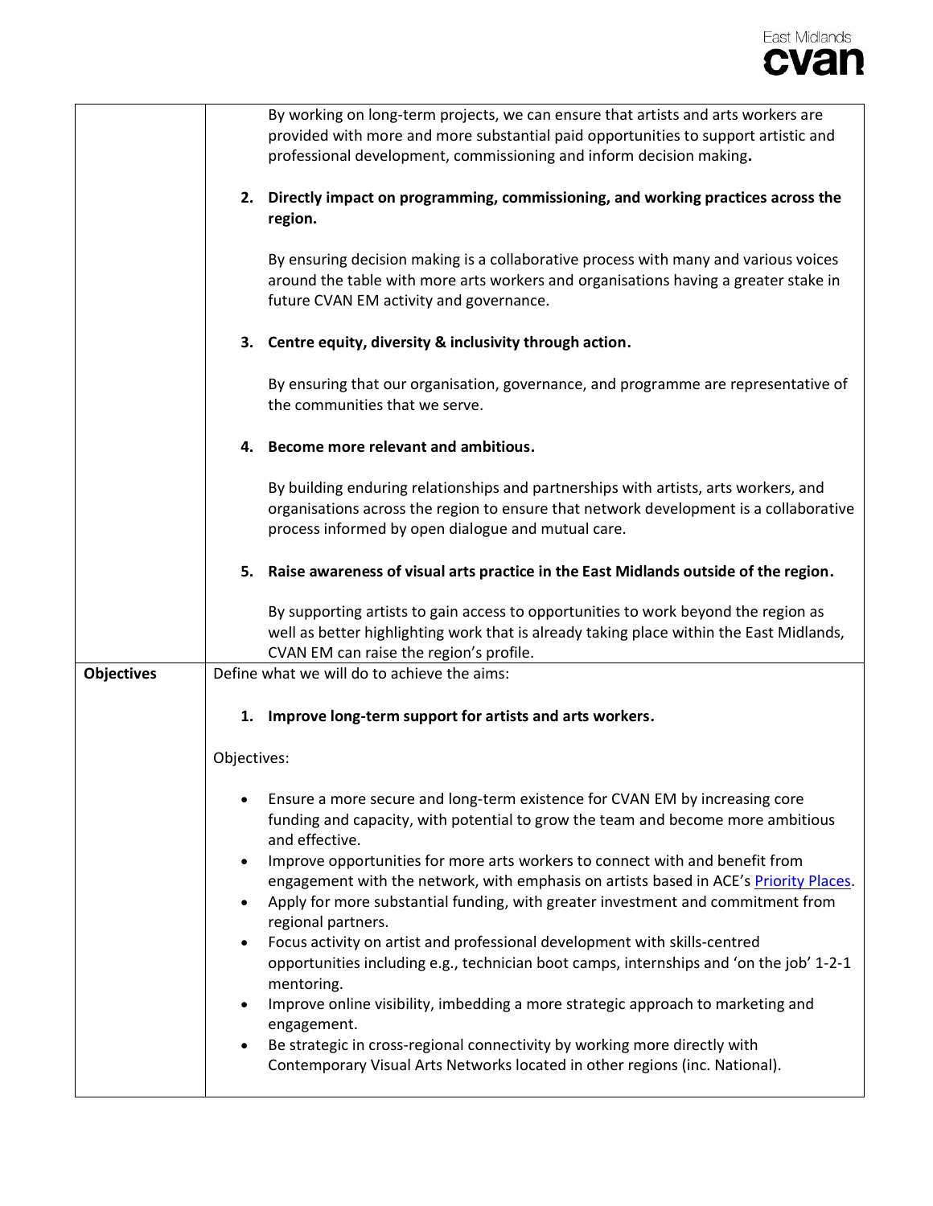| | |
|---|---|
| | By working on long-term projects, we can ensure that artists and arts workers are provided with more and more substantial paid opportunities to support artistic and professional development, commissioning and inform decision making.<br><br>2. **Directly impact on programming, commissioning, and working practices across the region.**<br><br>By ensuring decision making is a collaborative process with many and various voices around the table with more arts workers and organisations having a greater stake in future CVAN EM activity and governance.<br><br>3. **Centre equity, diversity & inclusivity through action.**<br><br>By ensuring that our organisation, governance, and programme are representative of the communities that we serve.<br><br>4. **Become more relevant and ambitious.**<br><br>By building enduring relationships and partnerships with artists, arts workers, and organisations across the region to ensure that network development is a collaborative process informed by open dialogue and mutual care.<br><br>5. **Raise awareness of visual arts practice in the East Midlands outside of the region.**<br><br>By supporting artists to gain access to opportunities to work beyond the region as well as better highlighting work that is already taking place within the East Midlands, CVAN EM can raise the region's profile. |
| **Objectives** | Define what we will do to achieve the aims:<br><br>1. **Improve long-term support for artists and arts workers.**<br><br>Objectives:<br><br>• Ensure a more secure and long-term existence for CVAN EM by increasing core funding and capacity, with potential to grow the team and become more ambitious and effective.<br>• Improve opportunities for more arts workers to connect with and benefit from engagement with the network, with emphasis on artists based in ACE's [Priority Places]().<br>• Apply for more substantial funding, with greater investment and commitment from regional partners.<br>• Focus activity on artist and professional development with skills-centred opportunities including e.g., technician boot camps, internships and 'on the job' 1-2-1 mentoring.<br>• Improve online visibility, imbedding a more strategic approach to marketing and engagement.<br>• Be strategic in cross-regional connectivity by working more directly with Contemporary Visual Arts Networks located in other regions (inc. National). |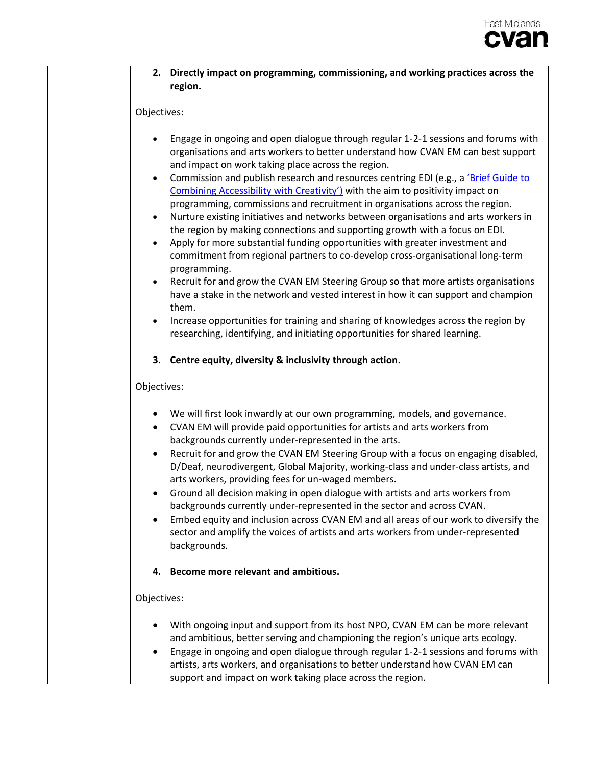2. **Directly impact on programming, commissioning, and working practices across the region.**

Objectives:

- Engage in ongoing and open dialogue through regular 1-2-1 sessions and forums with organisations and arts workers to better understand how CVAN EM can best support and impact on work taking place across the region.
- Commission and publish research and resources centring EDI (e.g., a 'Brief Guide to Combining Accessibility with Creativity') with the aim to positivity impact on programming, commissions and recruitment in organisations across the region.
- Nurture existing initiatives and networks between organisations and arts workers in the region by making connections and supporting growth with a focus on EDI.
- Apply for more substantial funding opportunities with greater investment and commitment from regional partners to co-develop cross-organisational long-term programming.
- Recruit for and grow the CVAN EM Steering Group so that more artists organisations have a stake in the network and vested interest in how it can support and champion them.
- Increase opportunities for training and sharing of knowledges across the region by researching, identifying, and initiating opportunities for shared learning.

3. **Centre equity, diversity & inclusivity through action.**

Objectives:

- We will first look inwardly at our own programming, models, and governance.
- CVAN EM will provide paid opportunities for artists and arts workers from backgrounds currently under-represented in the arts.
- Recruit for and grow the CVAN EM Steering Group with a focus on engaging disabled, D/Deaf, neurodivergent, Global Majority, working-class and under-class artists, and arts workers, providing fees for un-waged members.
- Ground all decision making in open dialogue with artists and arts workers from backgrounds currently under-represented in the sector and across CVAN.
- Embed equity and inclusion across CVAN EM and all areas of our work to diversify the sector and amplify the voices of artists and arts workers from under-represented backgrounds.

4. **Become more relevant and ambitious.**

Objectives:

- With ongoing input and support from its host NPO, CVAN EM can be more relevant and ambitious, better serving and championing the region's unique arts ecology.
- Engage in ongoing and open dialogue through regular 1-2-1 sessions and forums with artists, arts workers, and organisations to better understand how CVAN EM can support and impact on work taking place across the region.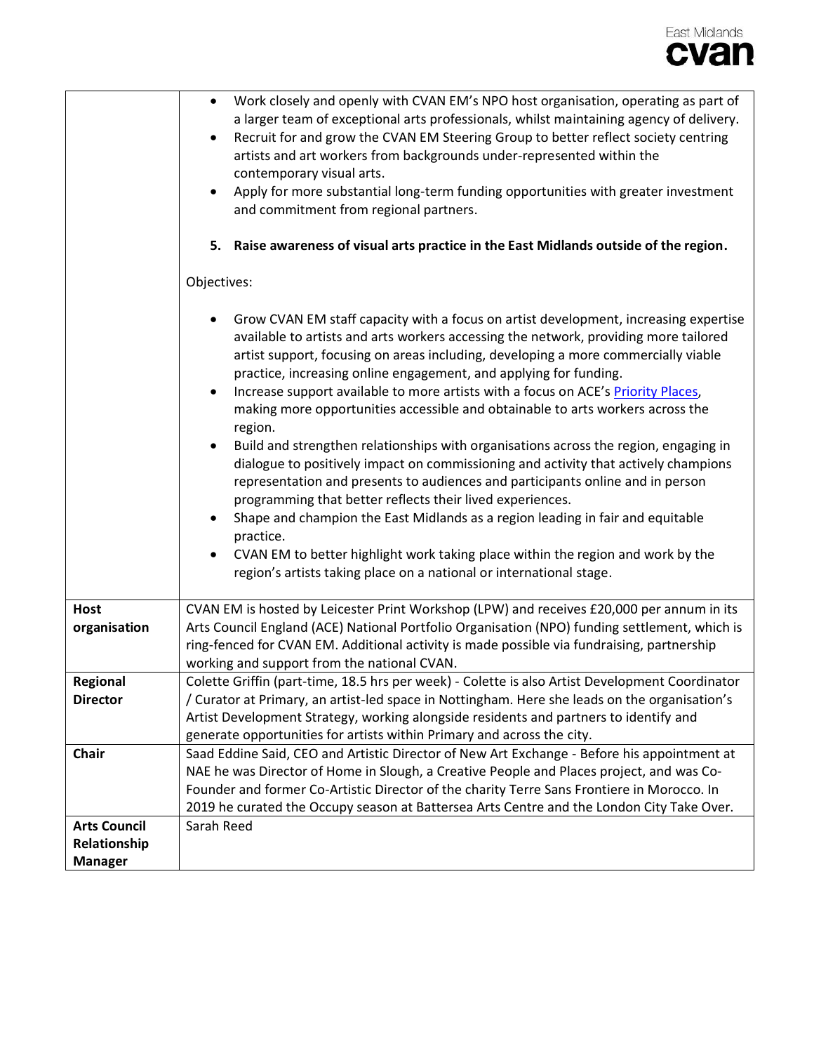| | |
|---|---|
| | • Work closely and openly with CVAN EM's NPO host organisation, operating as part of a larger team of exceptional arts professionals, whilst maintaining agency of delivery.<br>• Recruit for and grow the CVAN EM Steering Group to better reflect society centring artists and art workers from backgrounds under-represented within the contemporary visual arts.<br>• Apply for more substantial long-term funding opportunities with greater investment and commitment from regional partners.<br><br>**5. Raise awareness of visual arts practice in the East Midlands outside of the region.**<br><br>Objectives:<br><br>• Grow CVAN EM staff capacity with a focus on artist development, increasing expertise available to artists and arts workers accessing the network, providing more tailored artist support, focusing on areas including, developing a more commercially viable practice, increasing online engagement, and applying for funding.<br>• Increase support available to more artists with a focus on ACE's [Priority Places](), making more opportunities accessible and obtainable to arts workers across the region.<br>• Build and strengthen relationships with organisations across the region, engaging in dialogue to positively impact on commissioning and activity that actively champions representation and presents to audiences and participants online and in person programming that better reflects their lived experiences.<br>• Shape and champion the East Midlands as a region leading in fair and equitable practice.<br>• CVAN EM to better highlight work taking place within the region and work by the region's artists taking place on a national or international stage. |
| **Host organisation** | CVAN EM is hosted by Leicester Print Workshop (LPW) and receives £20,000 per annum in its Arts Council England (ACE) National Portfolio Organisation (NPO) funding settlement, which is ring-fenced for CVAN EM. Additional activity is made possible via fundraising, partnership working and support from the national CVAN. |
| **Regional Director** | Colette Griffin (part-time, 18.5 hrs per week) - Colette is also Artist Development Coordinator / Curator at Primary, an artist-led space in Nottingham. Here she leads on the organisation's Artist Development Strategy, working alongside residents and partners to identify and generate opportunities for artists within Primary and across the city. |
| **Chair** | Saad Eddine Said, CEO and Artistic Director of New Art Exchange - Before his appointment at NAE he was Director of Home in Slough, a Creative People and Places project, and was Co-Founder and former Co-Artistic Director of the charity Terre Sans Frontiere in Morocco. In 2019 he curated the Occupy season at Battersea Arts Centre and the London City Take Over. |
| **Arts Council Relationship Manager** | Sarah Reed |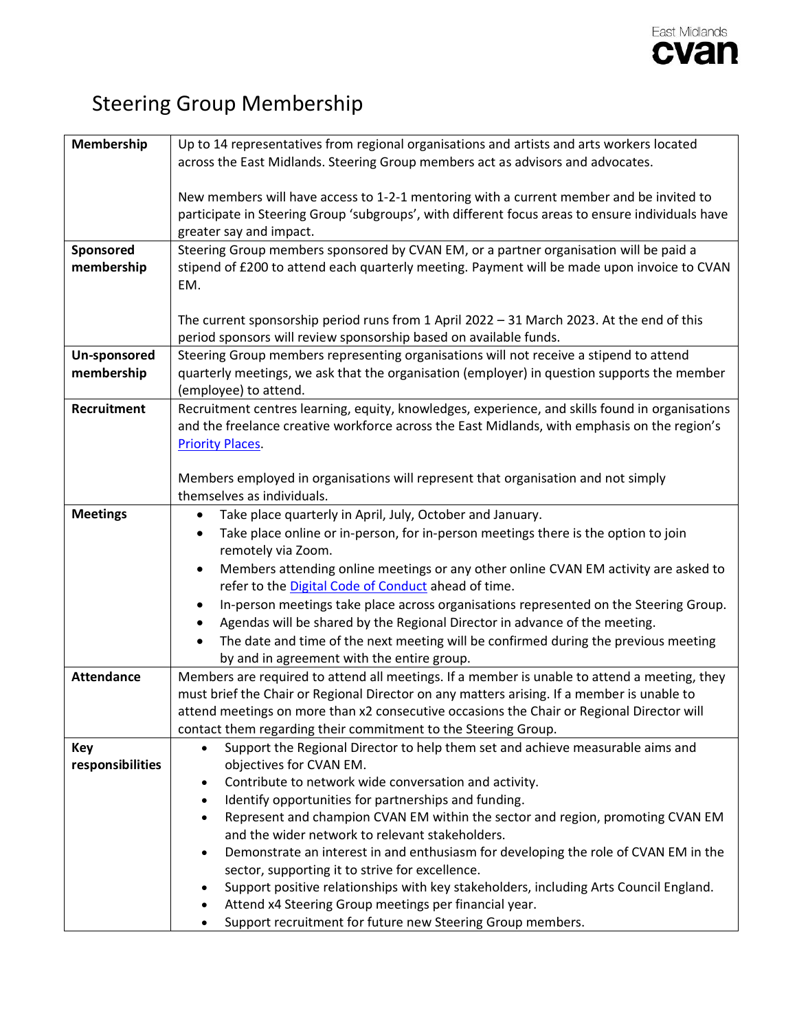# Steering Group Membership

| | |
|---|---|
| **Membership** | Up to 14 representatives from regional organisations and artists and arts workers located across the East Midlands. Steering Group members act as advisors and advocates.<br><br>New members will have access to 1-2-1 mentoring with a current member and be invited to participate in Steering Group 'subgroups', with different focus areas to ensure individuals have greater say and impact. |
| **Sponsored membership** | Steering Group members sponsored by CVAN EM, or a partner organisation will be paid a stipend of £200 to attend each quarterly meeting. Payment will be made upon invoice to CVAN EM.<br><br>The current sponsorship period runs from 1 April 2022 – 31 March 2023. At the end of this period sponsors will review sponsorship based on available funds. |
| **Un-sponsored membership** | Steering Group members representing organisations will not receive a stipend to attend quarterly meetings, we ask that the organisation (employer) in question supports the member (employee) to attend. |
| **Recruitment** | Recruitment centres learning, equity, knowledges, experience, and skills found in organisations and the freelance creative workforce across the East Midlands, with emphasis on the region's [Priority Places](). <br><br>Members employed in organisations will represent that organisation and not simply themselves as individuals. |
| **Meetings** | • Take place quarterly in April, July, October and January.<br>• Take place online or in-person, for in-person meetings there is the option to join remotely via Zoom.<br>• Members attending online meetings or any other online CVAN EM activity are asked to refer to the [Digital Code of Conduct]() ahead of time.<br>• In-person meetings take place across organisations represented on the Steering Group.<br>• Agendas will be shared by the Regional Director in advance of the meeting.<br>• The date and time of the next meeting will be confirmed during the previous meeting by and in agreement with the entire group. |
| **Attendance** | Members are required to attend all meetings. If a member is unable to attend a meeting, they must brief the Chair or Regional Director on any matters arising. If a member is unable to attend meetings on more than x2 consecutive occasions the Chair or Regional Director will contact them regarding their commitment to the Steering Group. |
| **Key responsibilities** | • Support the Regional Director to help them set and achieve measurable aims and objectives for CVAN EM.<br>• Contribute to network wide conversation and activity.<br>• Identify opportunities for partnerships and funding.<br>• Represent and champion CVAN EM within the sector and region, promoting CVAN EM and the wider network to relevant stakeholders.<br>• Demonstrate an interest in and enthusiasm for developing the role of CVAN EM in the sector, supporting it to strive for excellence.<br>• Support positive relationships with key stakeholders, including Arts Council England.<br>• Attend x4 Steering Group meetings per financial year.<br>• Support recruitment for future new Steering Group members. |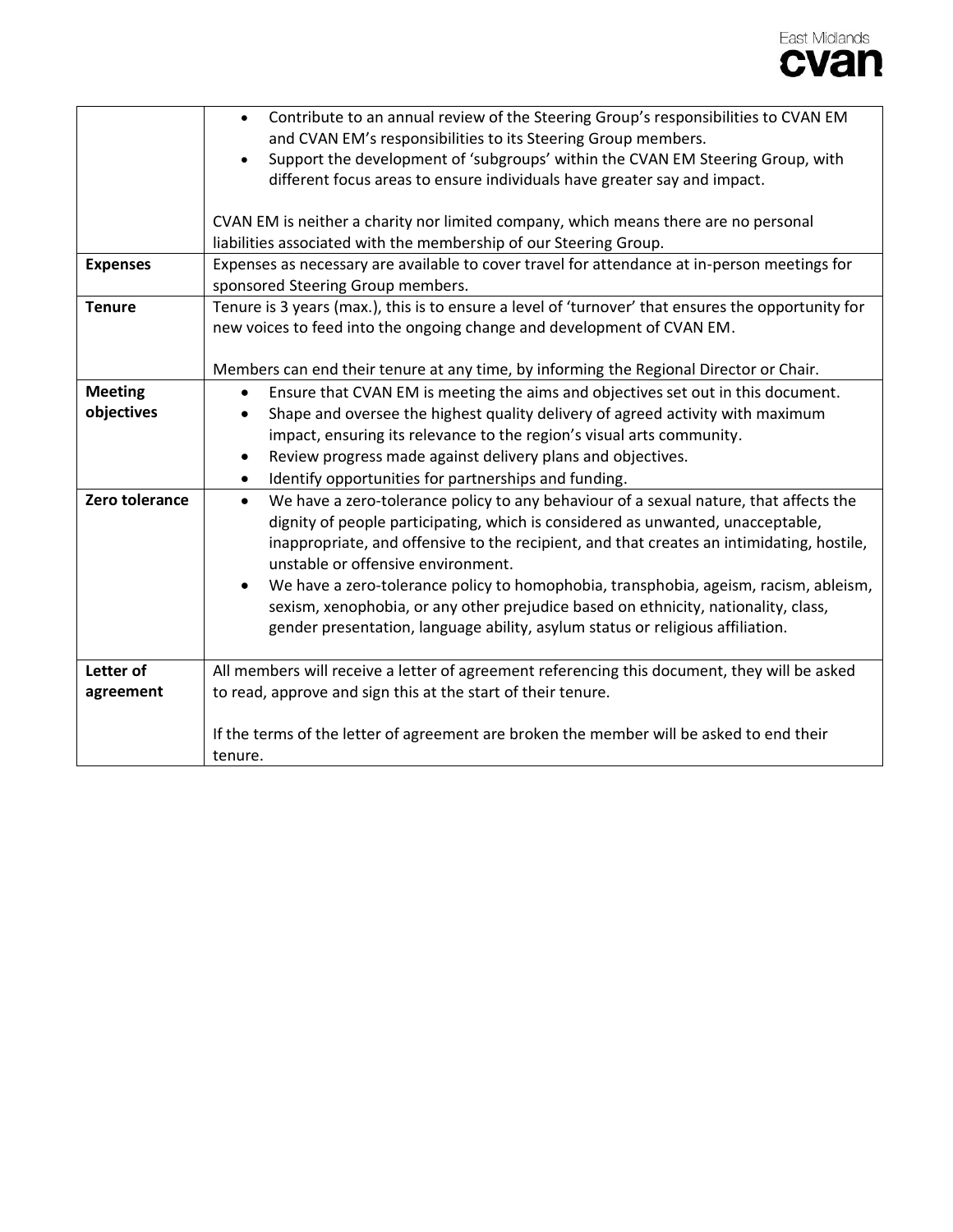| | |
|---|---|
| | <ul><li>Contribute to an annual review of the Steering Group's responsibilities to CVAN EM and CVAN EM's responsibilities to its Steering Group members.</li><li>Support the development of 'subgroups' within the CVAN EM Steering Group, with different focus areas to ensure individuals have greater say and impact.</li></ul>CVAN EM is neither a charity nor limited company, which means there are no personal liabilities associated with the membership of our Steering Group. |
| **Expenses** | Expenses as necessary are available to cover travel for attendance at in-person meetings for sponsored Steering Group members. |
| **Tenure** | Tenure is 3 years (max.), this is to ensure a level of 'turnover' that ensures the opportunity for new voices to feed into the ongoing change and development of CVAN EM.<br><br>Members can end their tenure at any time, by informing the Regional Director or Chair. |
| **Meeting objectives** | <ul><li>Ensure that CVAN EM is meeting the aims and objectives set out in this document.</li><li>Shape and oversee the highest quality delivery of agreed activity with maximum impact, ensuring its relevance to the region's visual arts community.</li><li>Review progress made against delivery plans and objectives.</li><li>Identify opportunities for partnerships and funding.</li></ul> |
| **Zero tolerance** | <ul><li>We have a zero-tolerance policy to any behaviour of a sexual nature, that affects the dignity of people participating, which is considered as unwanted, unacceptable, inappropriate, and offensive to the recipient, and that creates an intimidating, hostile, unstable or offensive environment.</li><li>We have a zero-tolerance policy to homophobia, transphobia, ageism, racism, ableism, sexism, xenophobia, or any other prejudice based on ethnicity, nationality, class, gender presentation, language ability, asylum status or religious affiliation.</li></ul> |
| **Letter of agreement** | All members will receive a letter of agreement referencing this document, they will be asked to read, approve and sign this at the start of their tenure.<br><br>If the terms of the letter of agreement are broken the member will be asked to end their tenure. |